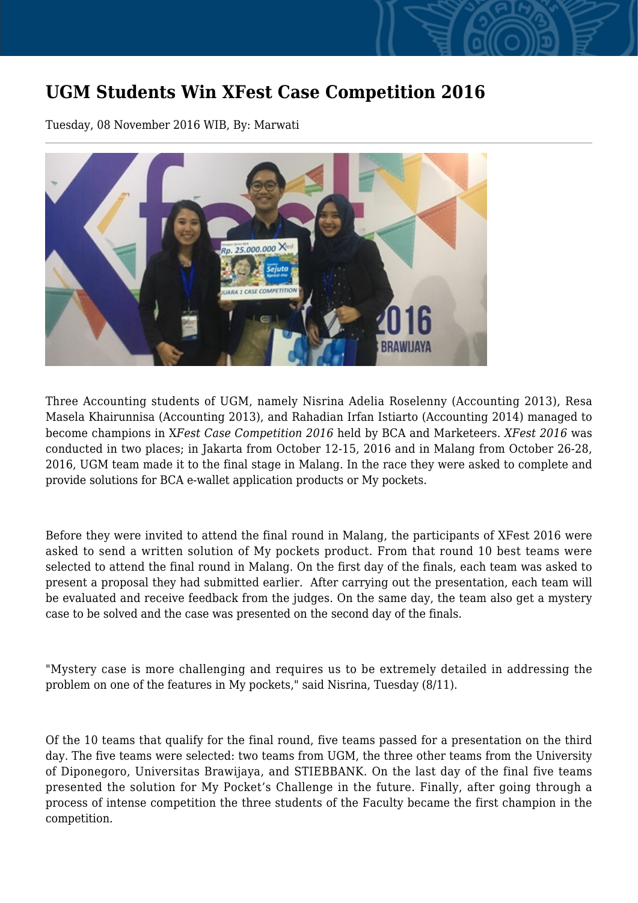# UGM Students Win XFest Case Competition 2016

Tuesday, 08 November 2016 WIB, By: Marwati

Three Accounting students of UGM, namely Nisrina Adelia Roselenny (Accounting 2013), Resa Masela Khairunnisa (Accounting 2013), and Rahadian Irfan Istiarto (Accounting 2014) managed to become champions in X*Fest Case Competition 2016* held by BCA and Marketeers. *XFest 2016* was conducted in two places; in Jakarta from October 12-15, 2016 and in Malang from October 26-28, 2016, UGM team made it to the final stage in Malang. In the race they were asked to complete and provide solutions for BCA e-wallet application products or My pockets.

Before they were invited to attend the final round in Malang, the participants of XFest 2016 were asked to send a written solution of My pockets product. From that round 10 best teams were selected to attend the final round in Malang. On the first day of the finals, each team was asked to present a proposal they had submitted earlier. After carrying out the presentation, each team will be evaluated and receive feedback from the judges. On the same day, the team also get a mystery case to be solved and the case was presented on the second day of the finals.

"Mystery case is more challenging and requires us to be extremely detailed in addressing the problem on one of the features in My pockets," said Nisrina, Tuesday (8/11).

Of the 10 teams that qualify for the final round, five teams passed for a presentation on the third day. The five teams were selected: two teams from UGM, the three other teams from the University of Diponegoro, Universitas Brawijaya, and STIEBBANK. On the last day of the final five teams presented the solution for My Pocket's Challenge in the future. Finally, after going through a process of intense competition the three students of the Faculty became the first champion in the competition.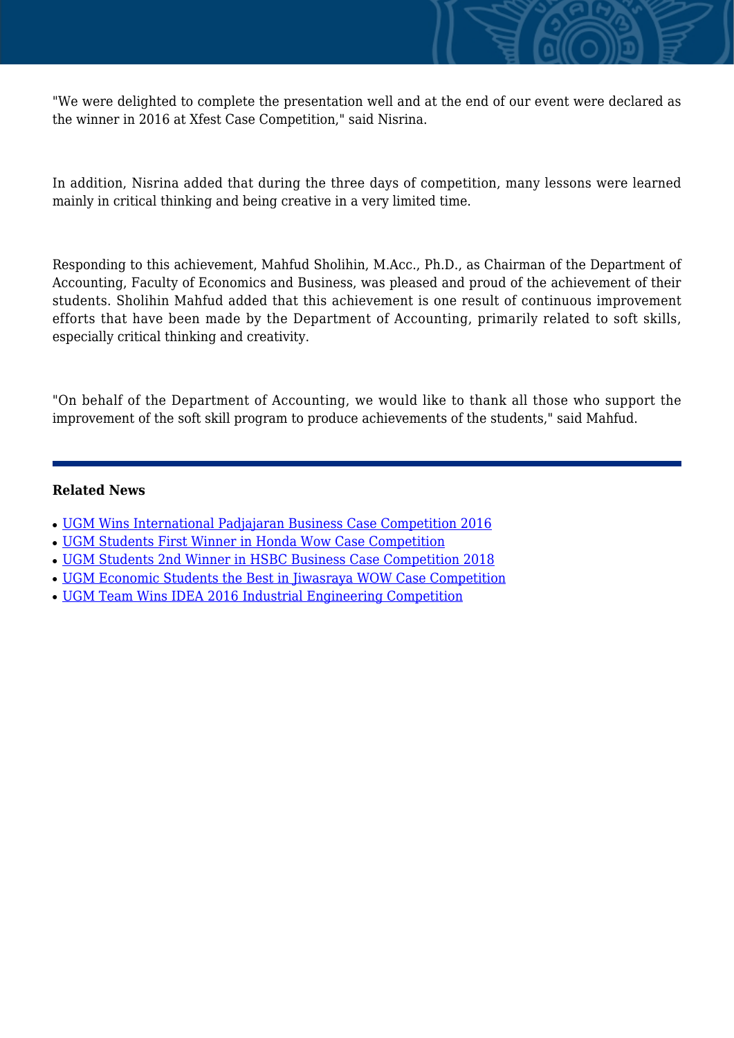"We were delighted to complete the presentation well and at the end of our event were declared as the winner in 2016 at Xfest Case Competition," said Nisrina.

In addition, Nisrina added that during the three days of competition, many lessons were learned mainly in critical thinking and being creative in a very limited time.

Responding to this achievement, Mahfud Sholihin, M.Acc., Ph.D., as Chairman of the Department of Accounting, Faculty of Economics and Business, was pleased and proud of the achievement of their students. Sholihin Mahfud added that this achievement is one result of continuous improvement efforts that have been made by the Department of Accounting, primarily related to soft skills, especially critical thinking and creativity.

"On behalf of the Department of Accounting, we would like to thank all those who support the improvement of the soft skill program to produce achievements of the students," said Mahfud.

---

**Related News**

- UGM Wins International Padjajaran Business Case Competition 2016
- UGM Students First Winner in Honda Wow Case Competition
- UGM Students 2nd Winner in HSBC Business Case Competition 2018
- UGM Economic Students the Best in Jiwasraya WOW Case Competition
- UGM Team Wins IDEA 2016 Industrial Engineering Competition